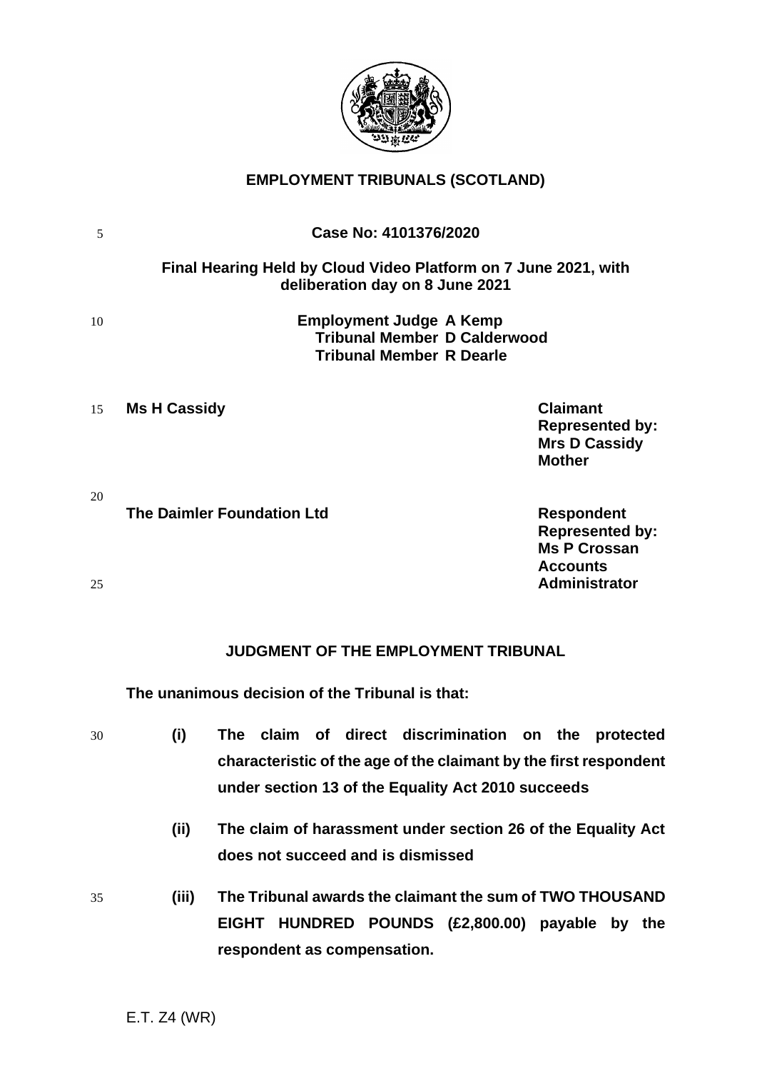**EMPLOYMENT TRIBUNALS (SCOTLAND)**

**Case No: 4101376/2020**

**Final Hearing Held by Cloud Video Platform on 7 June 2021, with deliberation day on 8 June 2021**

**Employment Judge A Kemp**
**Tribunal Member D Calderwood**
**Tribunal Member R Dearle**

| | |
|---|---|
| **Ms H Cassidy** | **Claimant**<br>**Represented by:**<br>**Mrs D Cassidy**<br>**Mother** |
| **The Daimler Foundation Ltd** | **Respondent**<br>**Represented by:**<br>**Ms P Crossan**<br>**Accounts**<br>**Administrator** |

**JUDGMENT OF THE EMPLOYMENT TRIBUNAL**

**The unanimous decision of the Tribunal is that:**

**(i) The claim of direct discrimination on the protected characteristic of the age of the claimant by the first respondent under section 13 of the Equality Act 2010 succeeds**

**(ii) The claim of harassment under section 26 of the Equality Act does not succeed and is dismissed**

**(iii) The Tribunal awards the claimant the sum of TWO THOUSAND EIGHT HUNDRED POUNDS (£2,800.00) payable by the respondent as compensation.**

E.T. Z4 (WR)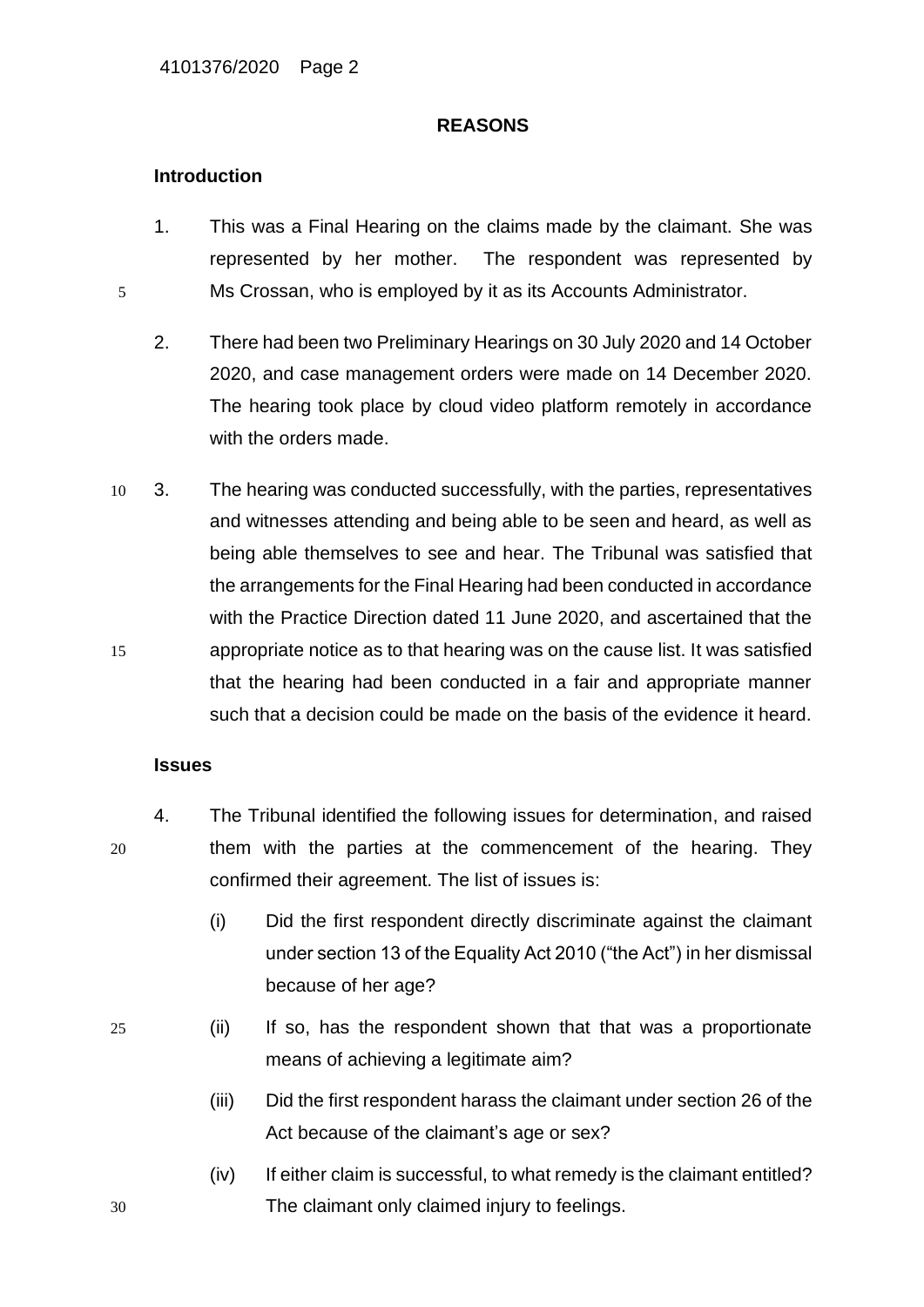## REASONS

### Introduction

1. This was a Final Hearing on the claims made by the claimant. She was represented by her mother. The respondent was represented by Ms Crossan, who is employed by it as its Accounts Administrator.

2. There had been two Preliminary Hearings on 30 July 2020 and 14 October 2020, and case management orders were made on 14 December 2020. The hearing took place by cloud video platform remotely in accordance with the orders made.

3. The hearing was conducted successfully, with the parties, representatives and witnesses attending and being able to be seen and heard, as well as being able themselves to see and hear. The Tribunal was satisfied that the arrangements for the Final Hearing had been conducted in accordance with the Practice Direction dated 11 June 2020, and ascertained that the appropriate notice as to that hearing was on the cause list. It was satisfied that the hearing had been conducted in a fair and appropriate manner such that a decision could be made on the basis of the evidence it heard.

### Issues

4. The Tribunal identified the following issues for determination, and raised them with the parties at the commencement of the hearing. They confirmed their agreement. The list of issues is:

   (i) Did the first respondent directly discriminate against the claimant under section 13 of the Equality Act 2010 ("the Act") in her dismissal because of her age?

   (ii) If so, has the respondent shown that that was a proportionate means of achieving a legitimate aim?

   (iii) Did the first respondent harass the claimant under section 26 of the Act because of the claimant's age or sex?

   (iv) If either claim is successful, to what remedy is the claimant entitled? The claimant only claimed injury to feelings.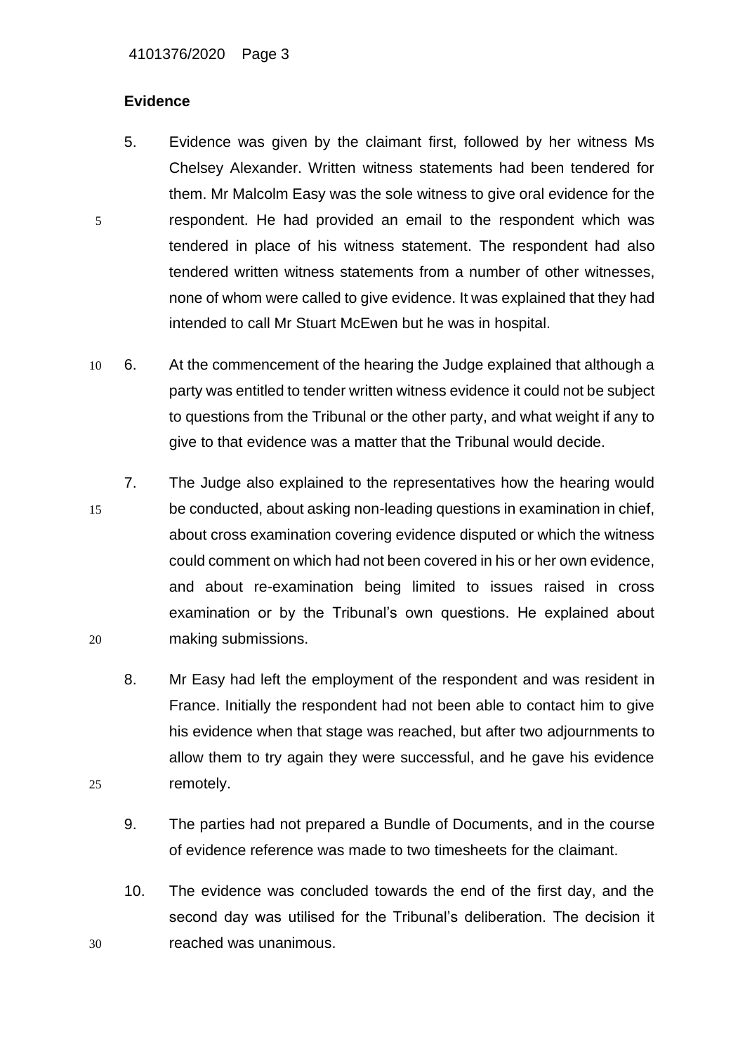## Evidence

5. Evidence was given by the claimant first, followed by her witness Ms Chelsey Alexander. Written witness statements had been tendered for them. Mr Malcolm Easy was the sole witness to give oral evidence for the respondent. He had provided an email to the respondent which was tendered in place of his witness statement. The respondent had also tendered written witness statements from a number of other witnesses, none of whom were called to give evidence. It was explained that they had intended to call Mr Stuart McEwen but he was in hospital.

6. At the commencement of the hearing the Judge explained that although a party was entitled to tender written witness evidence it could not be subject to questions from the Tribunal or the other party, and what weight if any to give to that evidence was a matter that the Tribunal would decide.

7. The Judge also explained to the representatives how the hearing would be conducted, about asking non-leading questions in examination in chief, about cross examination covering evidence disputed or which the witness could comment on which had not been covered in his or her own evidence, and about re-examination being limited to issues raised in cross examination or by the Tribunal's own questions. He explained about making submissions.

8. Mr Easy had left the employment of the respondent and was resident in France. Initially the respondent had not been able to contact him to give his evidence when that stage was reached, but after two adjournments to allow them to try again they were successful, and he gave his evidence remotely.

9. The parties had not prepared a Bundle of Documents, and in the course of evidence reference was made to two timesheets for the claimant.

10. The evidence was concluded towards the end of the first day, and the second day was utilised for the Tribunal's deliberation. The decision it reached was unanimous.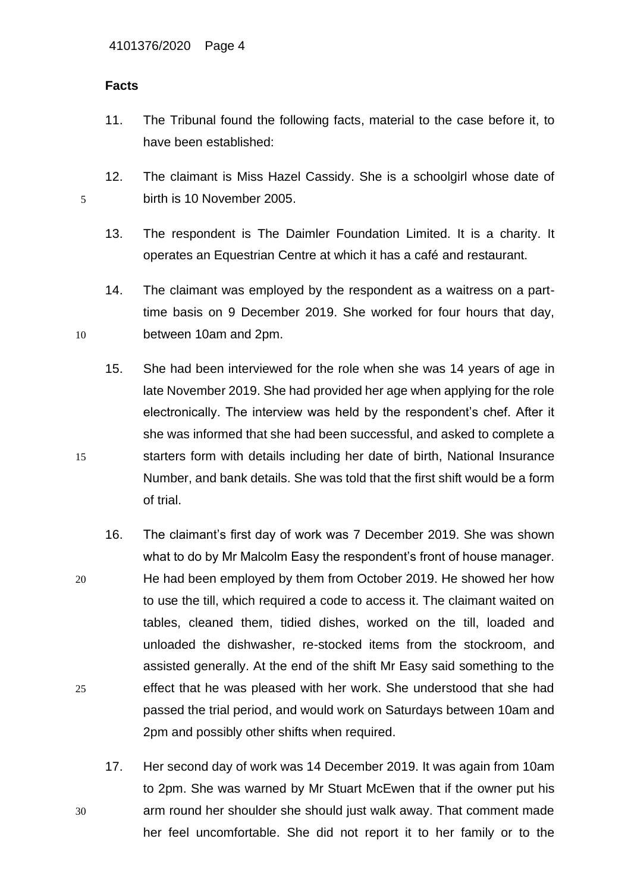**Facts**

11. The Tribunal found the following facts, material to the case before it, to have been established:

12. The claimant is Miss Hazel Cassidy. She is a schoolgirl whose date of birth is 10 November 2005.

13. The respondent is The Daimler Foundation Limited. It is a charity. It operates an Equestrian Centre at which it has a café and restaurant.

14. The claimant was employed by the respondent as a waitress on a part-time basis on 9 December 2019. She worked for four hours that day, between 10am and 2pm.

15. She had been interviewed for the role when she was 14 years of age in late November 2019. She had provided her age when applying for the role electronically. The interview was held by the respondent's chef. After it she was informed that she had been successful, and asked to complete a starters form with details including her date of birth, National Insurance Number, and bank details. She was told that the first shift would be a form of trial.

16. The claimant's first day of work was 7 December 2019. She was shown what to do by Mr Malcolm Easy the respondent's front of house manager. He had been employed by them from October 2019. He showed her how to use the till, which required a code to access it. The claimant waited on tables, cleaned them, tidied dishes, worked on the till, loaded and unloaded the dishwasher, re-stocked items from the stockroom, and assisted generally. At the end of the shift Mr Easy said something to the effect that he was pleased with her work. She understood that she had passed the trial period, and would work on Saturdays between 10am and 2pm and possibly other shifts when required.

17. Her second day of work was 14 December 2019. It was again from 10am to 2pm. She was warned by Mr Stuart McEwen that if the owner put his arm round her shoulder she should just walk away. That comment made her feel uncomfortable. She did not report it to her family or to the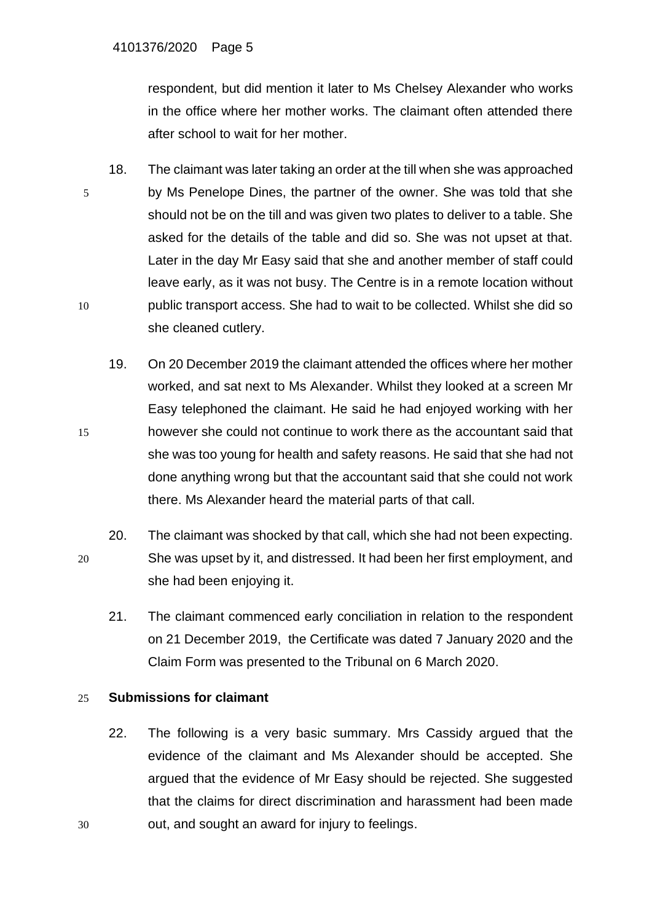respondent, but did mention it later to Ms Chelsey Alexander who works in the office where her mother works. The claimant often attended there after school to wait for her mother.

18. The claimant was later taking an order at the till when she was approached by Ms Penelope Dines, the partner of the owner. She was told that she should not be on the till and was given two plates to deliver to a table. She asked for the details of the table and did so. She was not upset at that. Later in the day Mr Easy said that she and another member of staff could leave early, as it was not busy. The Centre is in a remote location without public transport access. She had to wait to be collected. Whilst she did so she cleaned cutlery.

19. On 20 December 2019 the claimant attended the offices where her mother worked, and sat next to Ms Alexander. Whilst they looked at a screen Mr Easy telephoned the claimant. He said he had enjoyed working with her however she could not continue to work there as the accountant said that she was too young for health and safety reasons. He said that she had not done anything wrong but that the accountant said that she could not work there. Ms Alexander heard the material parts of that call.

20. The claimant was shocked by that call, which she had not been expecting. She was upset by it, and distressed. It had been her first employment, and she had been enjoying it.

21. The claimant commenced early conciliation in relation to the respondent on 21 December 2019, the Certificate was dated 7 January 2020 and the Claim Form was presented to the Tribunal on 6 March 2020.

**Submissions for claimant**

22. The following is a very basic summary. Mrs Cassidy argued that the evidence of the claimant and Ms Alexander should be accepted. She argued that the evidence of Mr Easy should be rejected. She suggested that the claims for direct discrimination and harassment had been made out, and sought an award for injury to feelings.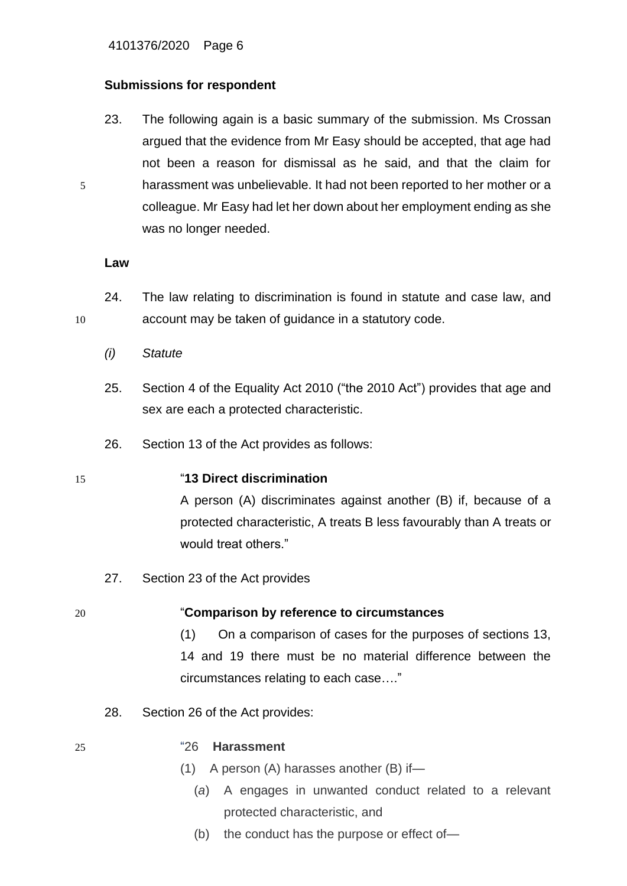**Submissions for respondent**

23. The following again is a basic summary of the submission. Ms Crossan argued that the evidence from Mr Easy should be accepted, that age had not been a reason for dismissal as he said, and that the claim for harassment was unbelievable. It had not been reported to her mother or a colleague. Mr Easy had let her down about her employment ending as she was no longer needed.

**Law**

24. The law relating to discrimination is found in statute and case law, and account may be taken of guidance in a statutory code.

*(i) Statute*

25. Section 4 of the Equality Act 2010 ("the 2010 Act") provides that age and sex are each a protected characteristic.

26. Section 13 of the Act provides as follows:

> "**13 Direct discrimination**
>
> A person (A) discriminates against another (B) if, because of a protected characteristic, A treats B less favourably than A treats or would treat others."

27. Section 23 of the Act provides

> "**Comparison by reference to circumstances**
>
> (1) On a comparison of cases for the purposes of sections 13, 14 and 19 there must be no material difference between the circumstances relating to each case…."

28. Section 26 of the Act provides:

> "26 **Harassment**
>
> (1) A person (A) harasses another (B) if—
>
> (*a*) A engages in unwanted conduct related to a relevant protected characteristic, and
>
> (b) the conduct has the purpose or effect of—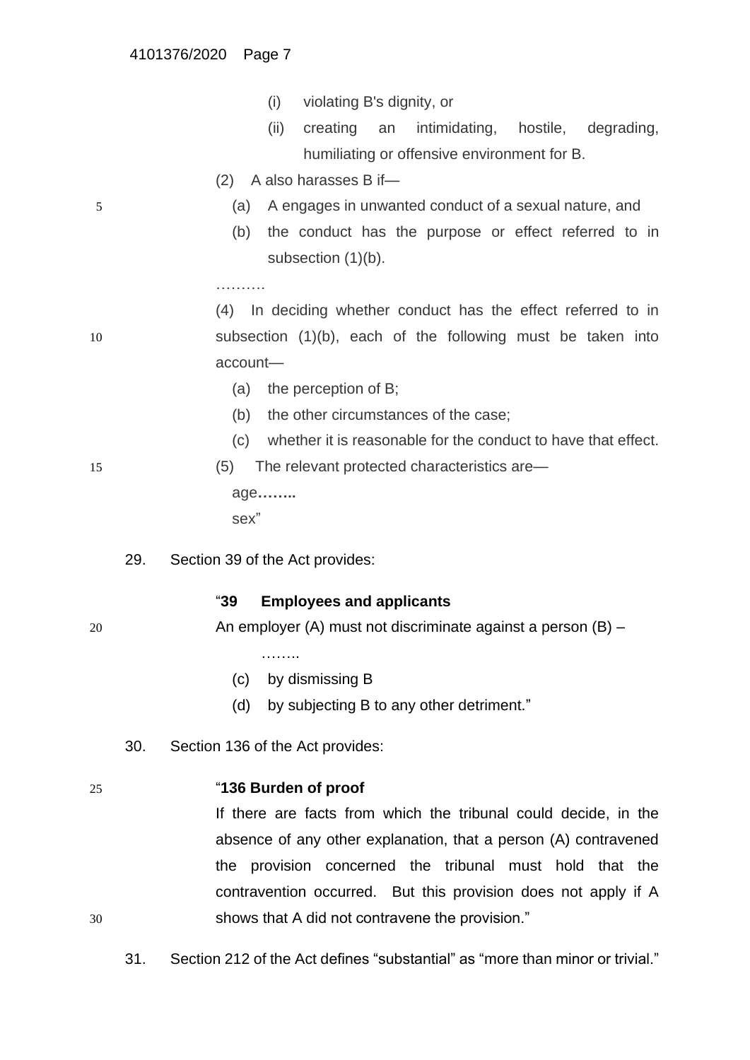(i) violating B's dignity, or

(ii) creating an intimidating, hostile, degrading, humiliating or offensive environment for B.

(2) A also harasses B if—

(a) A engages in unwanted conduct of a sexual nature, and

(b) the conduct has the purpose or effect referred to in subsection (1)(b).

……….

(4) In deciding whether conduct has the effect referred to in subsection (1)(b), each of the following must be taken into account—

(a) the perception of B;

(b) the other circumstances of the case;

(c) whether it is reasonable for the conduct to have that effect.

(5) The relevant protected characteristics are—

age**……..**

sex"

29. Section 39 of the Act provides:

> "**39 Employees and applicants**
>
> An employer (A) must not discriminate against a person (B) –
>
> ……..
>
> (c) by dismissing B
>
> (d) by subjecting B to any other detriment."

30. Section 136 of the Act provides:

> "**136 Burden of proof**
>
> If there are facts from which the tribunal could decide, in the absence of any other explanation, that a person (A) contravened the provision concerned the tribunal must hold that the contravention occurred. But this provision does not apply if A shows that A did not contravene the provision."

31. Section 212 of the Act defines "substantial" as "more than minor or trivial."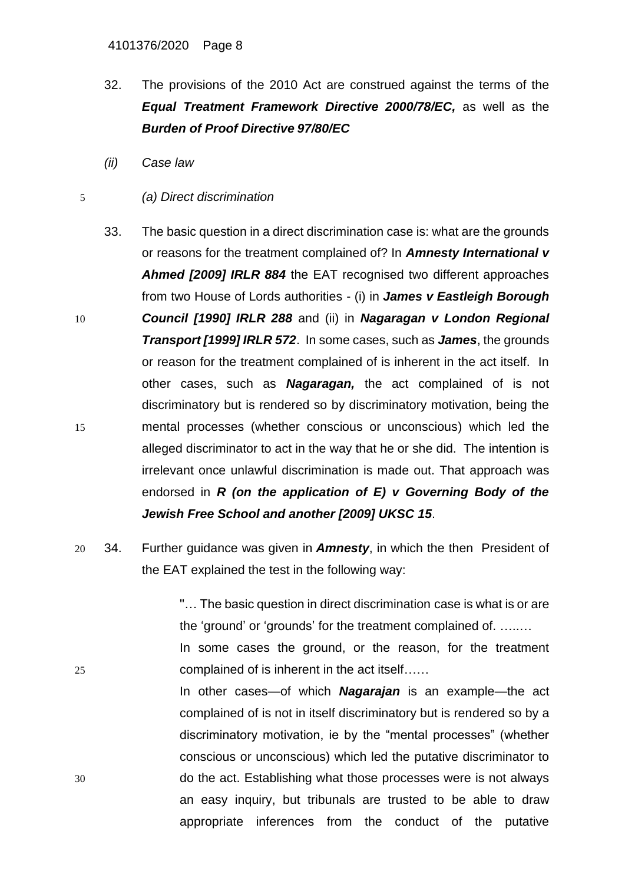32. The provisions of the 2010 Act are construed against the terms of the ***Equal Treatment Framework Directive 2000/78/EC,*** as well as the ***Burden of Proof Directive 97/80/EC***

*(ii) Case law*

*(a) Direct discrimination*

33. The basic question in a direct discrimination case is: what are the grounds or reasons for the treatment complained of? In ***Amnesty International v Ahmed [2009] IRLR 884*** the EAT recognised two different approaches from two House of Lords authorities - (i) in ***James v Eastleigh Borough Council [1990] IRLR 288*** and (ii) in ***Nagaragan v London Regional Transport [1999] IRLR 572***. In some cases, such as ***James***, the grounds or reason for the treatment complained of is inherent in the act itself. In other cases, such as ***Nagaragan,*** the act complained of is not discriminatory but is rendered so by discriminatory motivation, being the mental processes (whether conscious or unconscious) which led the alleged discriminator to act in the way that he or she did. The intention is irrelevant once unlawful discrimination is made out. That approach was endorsed in ***R (on the application of E) v Governing Body of the Jewish Free School and another [2009] UKSC 15***.

34. Further guidance was given in ***Amnesty***, in which the then President of the EAT explained the test in the following way:

> "… The basic question in direct discrimination case is what is or are the 'ground' or 'grounds' for the treatment complained of. ….…
>
> In some cases the ground, or the reason, for the treatment complained of is inherent in the act itself……
>
> In other cases—of which ***Nagarajan*** is an example—the act complained of is not in itself discriminatory but is rendered so by a discriminatory motivation, ie by the "mental processes" (whether conscious or unconscious) which led the putative discriminator to do the act. Establishing what those processes were is not always an easy inquiry, but tribunals are trusted to be able to draw appropriate inferences from the conduct of the putative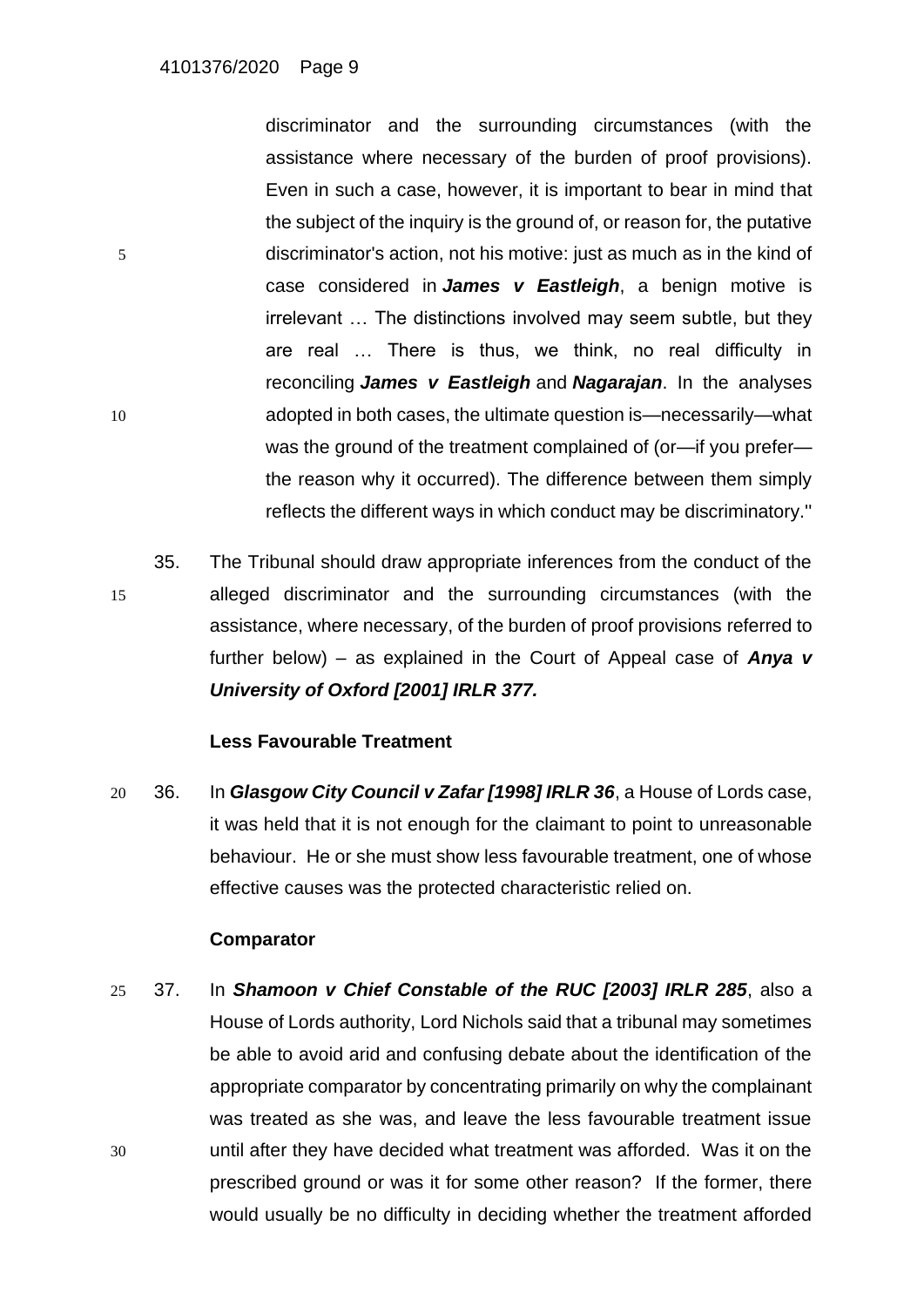discriminator and the surrounding circumstances (with the assistance where necessary of the burden of proof provisions). Even in such a case, however, it is important to bear in mind that the subject of the inquiry is the ground of, or reason for, the putative discriminator's action, not his motive: just as much as in the kind of case considered in ***James v Eastleigh***, a benign motive is irrelevant … The distinctions involved may seem subtle, but they are real … There is thus, we think, no real difficulty in reconciling ***James v Eastleigh*** and ***Nagarajan***. In the analyses adopted in both cases, the ultimate question is—necessarily—what was the ground of the treatment complained of (or—if you prefer—the reason why it occurred). The difference between them simply reflects the different ways in which conduct may be discriminatory.''

35. The Tribunal should draw appropriate inferences from the conduct of the alleged discriminator and the surrounding circumstances (with the assistance, where necessary, of the burden of proof provisions referred to further below) – as explained in the Court of Appeal case of ***Anya v University of Oxford [2001] IRLR 377.***

**Less Favourable Treatment**

36. In ***Glasgow City Council v Zafar [1998] IRLR 36***, a House of Lords case, it was held that it is not enough for the claimant to point to unreasonable behaviour. He or she must show less favourable treatment, one of whose effective causes was the protected characteristic relied on.

**Comparator**

37. In ***Shamoon v Chief Constable of the RUC [2003] IRLR 285***, also a House of Lords authority, Lord Nichols said that a tribunal may sometimes be able to avoid arid and confusing debate about the identification of the appropriate comparator by concentrating primarily on why the complainant was treated as she was, and leave the less favourable treatment issue until after they have decided what treatment was afforded. Was it on the prescribed ground or was it for some other reason? If the former, there would usually be no difficulty in deciding whether the treatment afforded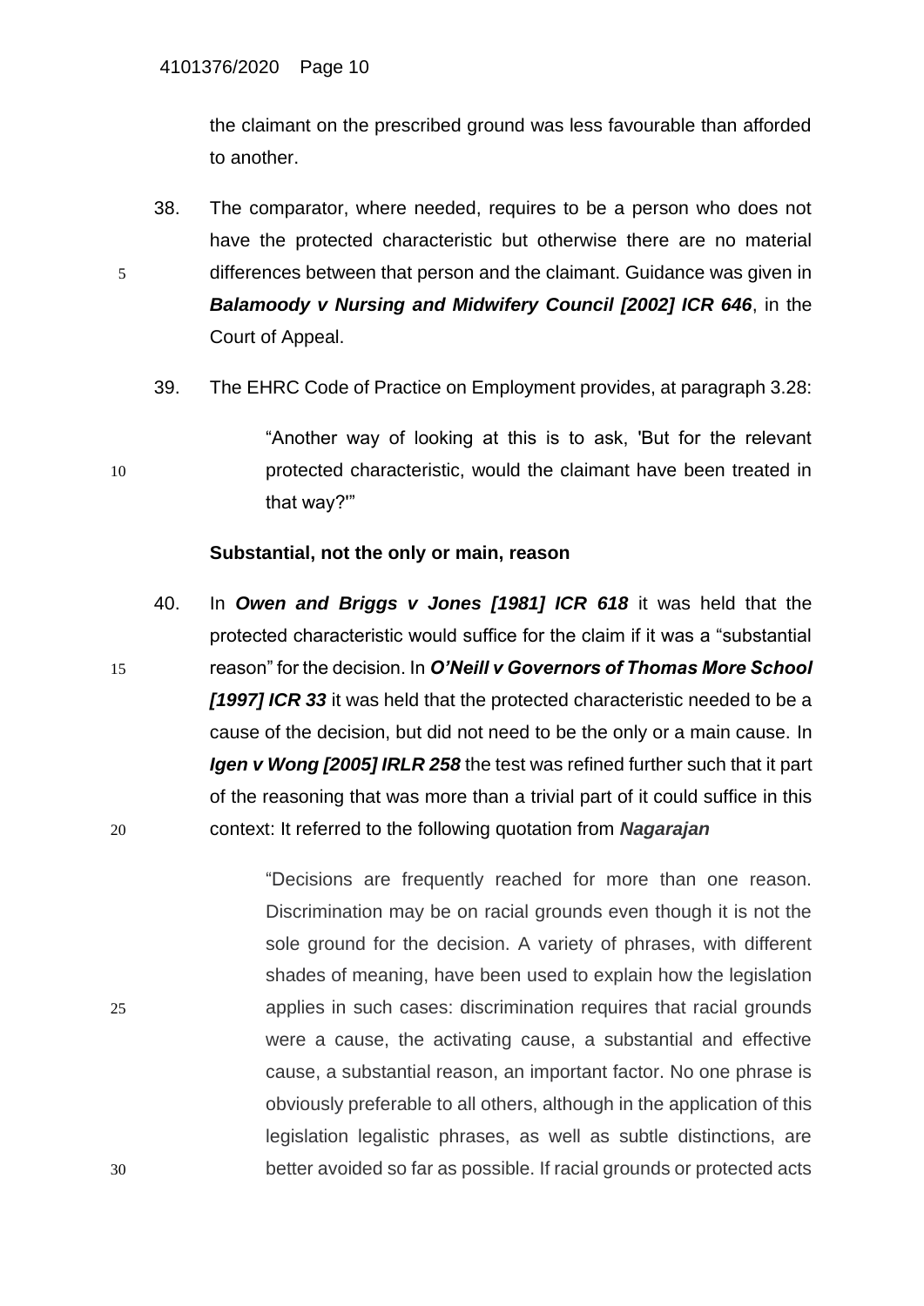the claimant on the prescribed ground was less favourable than afforded to another.

38. The comparator, where needed, requires to be a person who does not have the protected characteristic but otherwise there are no material differences between that person and the claimant. Guidance was given in ***Balamoody v Nursing and Midwifery Council [2002] ICR 646***, in the Court of Appeal.

39. The EHRC Code of Practice on Employment provides, at paragraph 3.28:

> "Another way of looking at this is to ask, 'But for the relevant protected characteristic, would the claimant have been treated in that way?'"

**Substantial, not the only or main, reason**

40. In ***Owen and Briggs v Jones [1981] ICR 618*** it was held that the protected characteristic would suffice for the claim if it was a "substantial reason" for the decision. In ***O'Neill v Governors of Thomas More School [1997] ICR 33*** it was held that the protected characteristic needed to be a cause of the decision, but did not need to be the only or a main cause. In ***Igen v Wong [2005] IRLR 258*** the test was refined further such that it part of the reasoning that was more than a trivial part of it could suffice in this context: It referred to the following quotation from ***Nagarajan***

> "Decisions are frequently reached for more than one reason. Discrimination may be on racial grounds even though it is not the sole ground for the decision. A variety of phrases, with different shades of meaning, have been used to explain how the legislation applies in such cases: discrimination requires that racial grounds were a cause, the activating cause, a substantial and effective cause, a substantial reason, an important factor. No one phrase is obviously preferable to all others, although in the application of this legislation legalistic phrases, as well as subtle distinctions, are better avoided so far as possible. If racial grounds or protected acts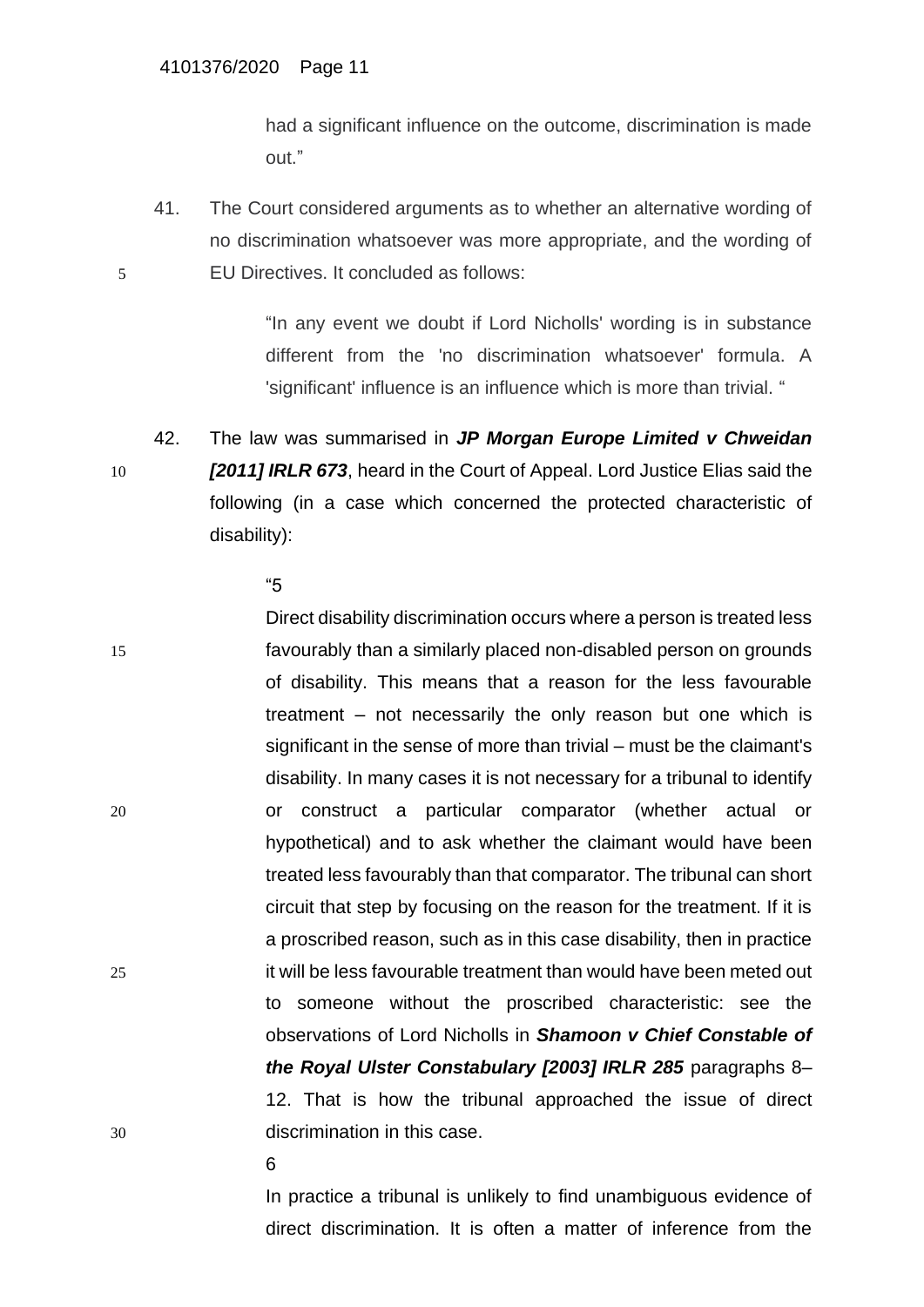had a significant influence on the outcome, discrimination is made out."

41. The Court considered arguments as to whether an alternative wording of no discrimination whatsoever was more appropriate, and the wording of EU Directives. It concluded as follows:

> "In any event we doubt if Lord Nicholls' wording is in substance different from the 'no discrimination whatsoever' formula. A 'significant' influence is an influence which is more than trivial. "

42. The law was summarised in ***JP Morgan Europe Limited v Chweidan [2011] IRLR 673***, heard in the Court of Appeal. Lord Justice Elias said the following (in a case which concerned the protected characteristic of disability):

> "5
>
> Direct disability discrimination occurs where a person is treated less favourably than a similarly placed non-disabled person on grounds of disability. This means that a reason for the less favourable treatment – not necessarily the only reason but one which is significant in the sense of more than trivial – must be the claimant's disability. In many cases it is not necessary for a tribunal to identify or construct a particular comparator (whether actual or hypothetical) and to ask whether the claimant would have been treated less favourably than that comparator. The tribunal can short circuit that step by focusing on the reason for the treatment. If it is a proscribed reason, such as in this case disability, then in practice it will be less favourable treatment than would have been meted out to someone without the proscribed characteristic: see the observations of Lord Nicholls in ***Shamoon v Chief Constable of the Royal Ulster Constabulary [2003] IRLR 285*** paragraphs 8–12. That is how the tribunal approached the issue of direct discrimination in this case.
>
> 6
>
> In practice a tribunal is unlikely to find unambiguous evidence of direct discrimination. It is often a matter of inference from the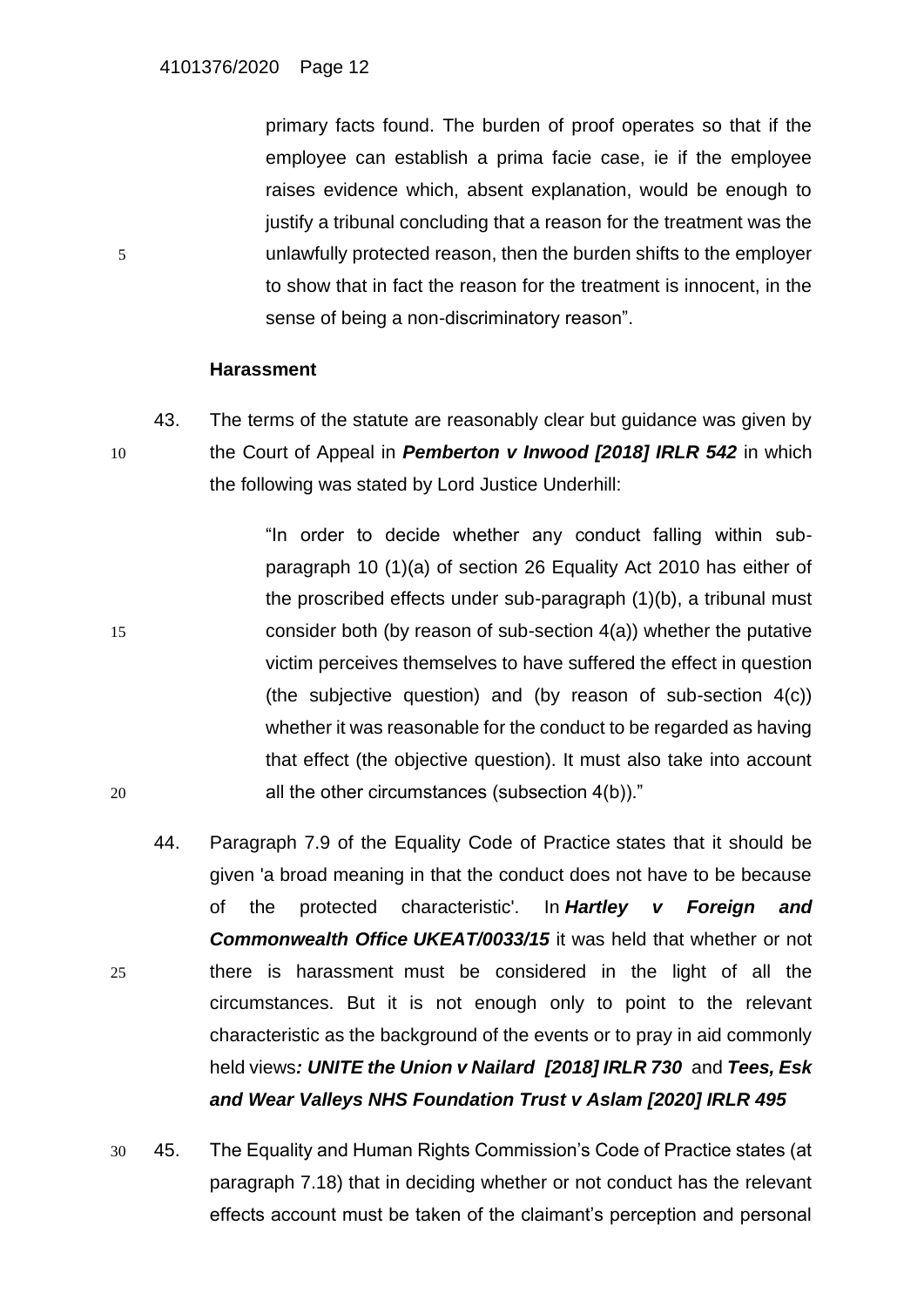primary facts found. The burden of proof operates so that if the employee can establish a prima facie case, ie if the employee raises evidence which, absent explanation, would be enough to justify a tribunal concluding that a reason for the treatment was the unlawfully protected reason, then the burden shifts to the employer to show that in fact the reason for the treatment is innocent, in the sense of being a non-discriminatory reason".

**Harassment**

43. The terms of the statute are reasonably clear but guidance was given by the Court of Appeal in ***Pemberton v Inwood [2018] IRLR 542*** in which the following was stated by Lord Justice Underhill:

> "In order to decide whether any conduct falling within sub-paragraph 10 (1)(a) of section 26 Equality Act 2010 has either of the proscribed effects under sub-paragraph (1)(b), a tribunal must consider both (by reason of sub-section 4(a)) whether the putative victim perceives themselves to have suffered the effect in question (the subjective question) and (by reason of sub-section 4(c)) whether it was reasonable for the conduct to be regarded as having that effect (the objective question). It must also take into account all the other circumstances (subsection 4(b))."

44. Paragraph 7.9 of the Equality Code of Practice states that it should be given 'a broad meaning in that the conduct does not have to be because of the protected characteristic'. In ***Hartley v Foreign and Commonwealth Office UKEAT/0033/15*** it was held that whether or not there is harassment must be considered in the light of all the circumstances. But it is not enough only to point to the relevant characteristic as the background of the events or to pray in aid commonly held views***: UNITE the Union v Nailard [2018] IRLR 730*** and ***Tees, Esk and Wear Valleys NHS Foundation Trust v Aslam [2020] IRLR 495***

45. The Equality and Human Rights Commission's Code of Practice states (at paragraph 7.18) that in deciding whether or not conduct has the relevant effects account must be taken of the claimant's perception and personal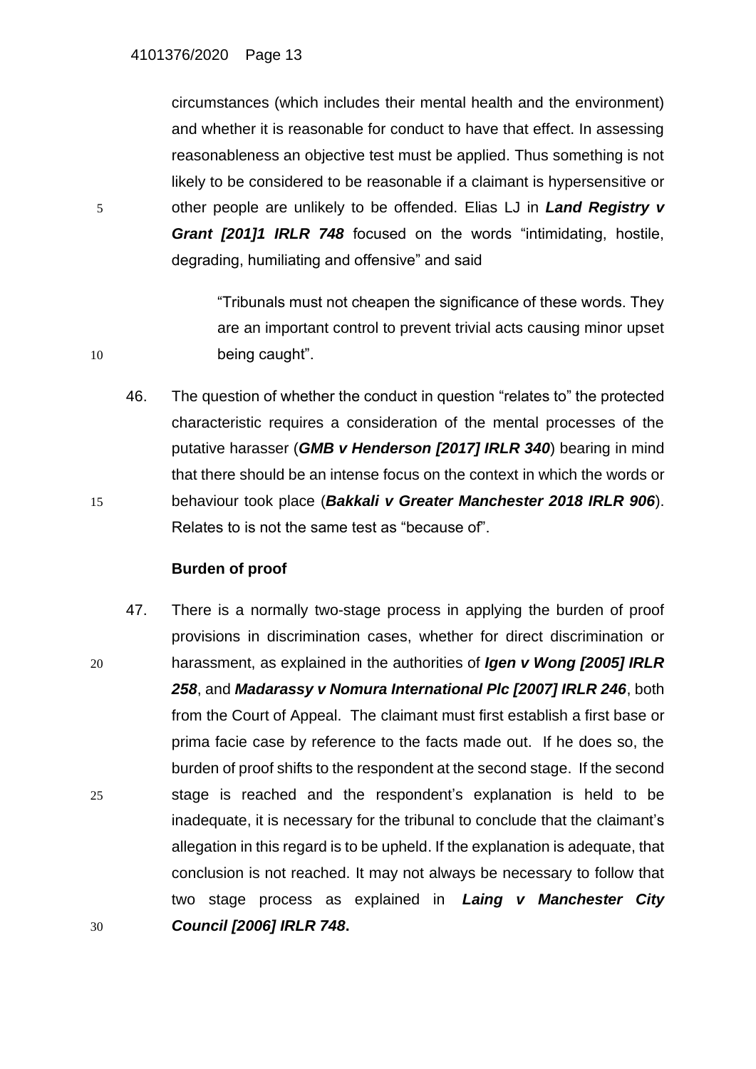circumstances (which includes their mental health and the environment) and whether it is reasonable for conduct to have that effect. In assessing reasonableness an objective test must be applied. Thus something is not likely to be considered to be reasonable if a claimant is hypersensitive or other people are unlikely to be offended. Elias LJ in ***Land Registry v Grant [201]1 IRLR 748*** focused on the words "intimidating, hostile, degrading, humiliating and offensive" and said

> "Tribunals must not cheapen the significance of these words. They are an important control to prevent trivial acts causing minor upset being caught".

46. The question of whether the conduct in question "relates to" the protected characteristic requires a consideration of the mental processes of the putative harasser (***GMB v Henderson [2017] IRLR 340***) bearing in mind that there should be an intense focus on the context in which the words or behaviour took place (***Bakkali v Greater Manchester 2018 IRLR 906***). Relates to is not the same test as "because of".

**Burden of proof**

47. There is a normally two-stage process in applying the burden of proof provisions in discrimination cases, whether for direct discrimination or harassment, as explained in the authorities of ***Igen v Wong [2005] IRLR 258***, and ***Madarassy v Nomura International Plc [2007] IRLR 246***, both from the Court of Appeal. The claimant must first establish a first base or prima facie case by reference to the facts made out. If he does so, the burden of proof shifts to the respondent at the second stage. If the second stage is reached and the respondent's explanation is held to be inadequate, it is necessary for the tribunal to conclude that the claimant's allegation in this regard is to be upheld. If the explanation is adequate, that conclusion is not reached. It may not always be necessary to follow that two stage process as explained in ***Laing v Manchester City Council [2006] IRLR 748*.**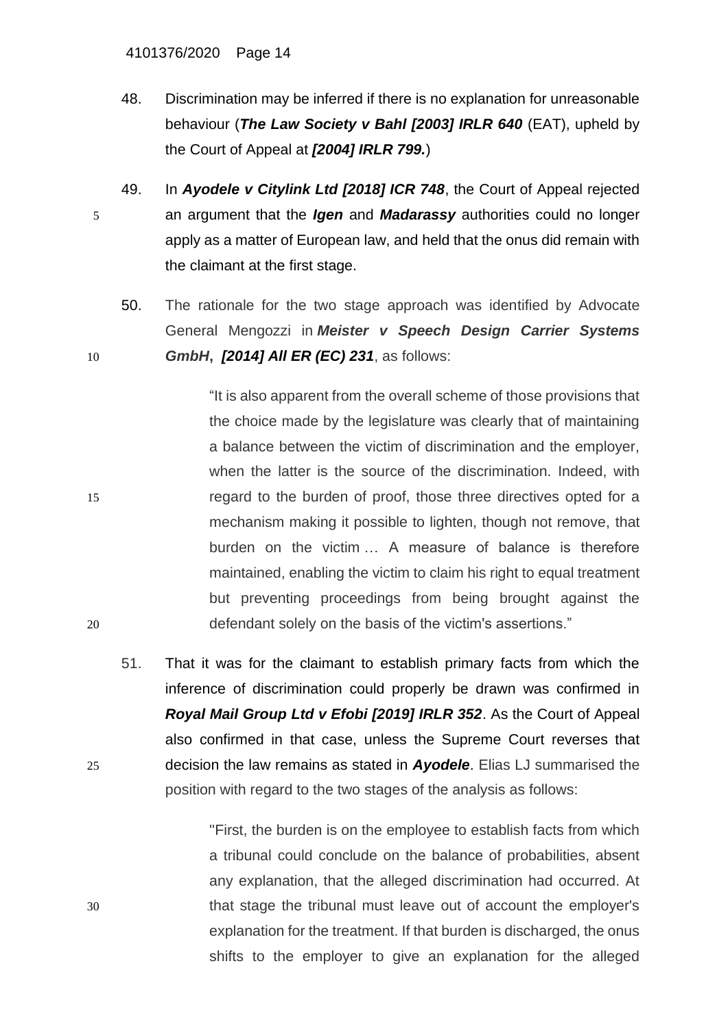48. Discrimination may be inferred if there is no explanation for unreasonable behaviour (***The Law Society v Bahl [2003] IRLR 640*** (EAT), upheld by the Court of Appeal at ***[2004] IRLR 799.***)

49. In ***Ayodele v Citylink Ltd [2018] ICR 748***, the Court of Appeal rejected an argument that the ***Igen*** and ***Madarassy*** authorities could no longer apply as a matter of European law, and held that the onus did remain with the claimant at the first stage.

50. The rationale for the two stage approach was identified by Advocate General Mengozzi in ***Meister v Speech Design Carrier Systems GmbH***, ***[2014] All ER (EC) 231***, as follows:

> "It is also apparent from the overall scheme of those provisions that the choice made by the legislature was clearly that of maintaining a balance between the victim of discrimination and the employer, when the latter is the source of the discrimination. Indeed, with regard to the burden of proof, those three directives opted for a mechanism making it possible to lighten, though not remove, that burden on the victim … A measure of balance is therefore maintained, enabling the victim to claim his right to equal treatment but preventing proceedings from being brought against the defendant solely on the basis of the victim's assertions."

51. That it was for the claimant to establish primary facts from which the inference of discrimination could properly be drawn was confirmed in ***Royal Mail Group Ltd v Efobi [2019] IRLR 352***. As the Court of Appeal also confirmed in that case, unless the Supreme Court reverses that decision the law remains as stated in ***Ayodele***. Elias LJ summarised the position with regard to the two stages of the analysis as follows:

> "First, the burden is on the employee to establish facts from which a tribunal could conclude on the balance of probabilities, absent any explanation, that the alleged discrimination had occurred. At that stage the tribunal must leave out of account the employer's explanation for the treatment. If that burden is discharged, the onus shifts to the employer to give an explanation for the alleged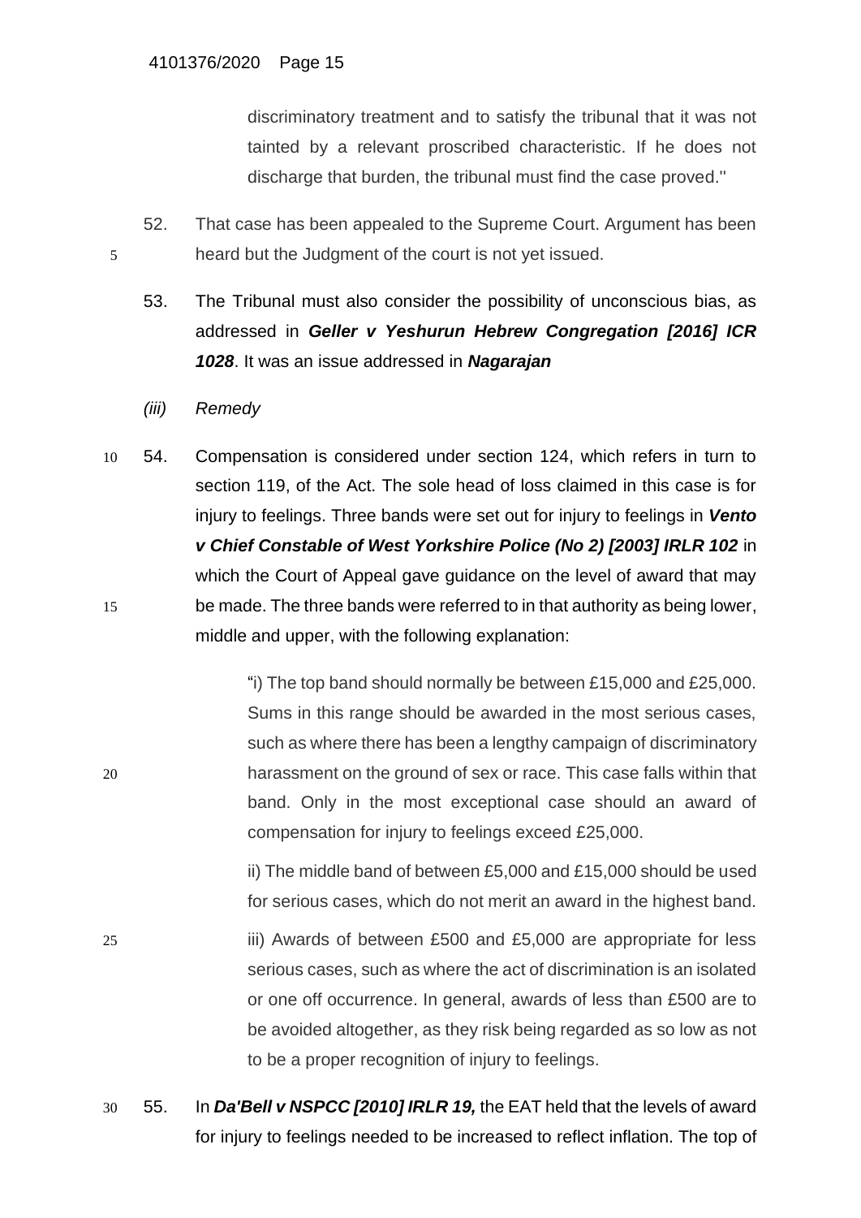discriminatory treatment and to satisfy the tribunal that it was not tainted by a relevant proscribed characteristic. If he does not discharge that burden, the tribunal must find the case proved."

52. That case has been appealed to the Supreme Court. Argument has been heard but the Judgment of the court is not yet issued.

53. The Tribunal must also consider the possibility of unconscious bias, as addressed in ***Geller v Yeshurun Hebrew Congregation [2016] ICR 1028***. It was an issue addressed in ***Nagarajan***

*(iii) Remedy*

54. Compensation is considered under section 124, which refers in turn to section 119, of the Act. The sole head of loss claimed in this case is for injury to feelings. Three bands were set out for injury to feelings in ***Vento v Chief Constable of West Yorkshire Police (No 2) [2003] IRLR 102*** in which the Court of Appeal gave guidance on the level of award that may be made. The three bands were referred to in that authority as being lower, middle and upper, with the following explanation:

> "i) The top band should normally be between £15,000 and £25,000. Sums in this range should be awarded in the most serious cases, such as where there has been a lengthy campaign of discriminatory harassment on the ground of sex or race. This case falls within that band. Only in the most exceptional case should an award of compensation for injury to feelings exceed £25,000.
>
> ii) The middle band of between £5,000 and £15,000 should be used for serious cases, which do not merit an award in the highest band.
>
> iii) Awards of between £500 and £5,000 are appropriate for less serious cases, such as where the act of discrimination is an isolated or one off occurrence. In general, awards of less than £500 are to be avoided altogether, as they risk being regarded as so low as not to be a proper recognition of injury to feelings.

55. In ***Da'Bell v NSPCC [2010] IRLR 19,*** the EAT held that the levels of award for injury to feelings needed to be increased to reflect inflation. The top of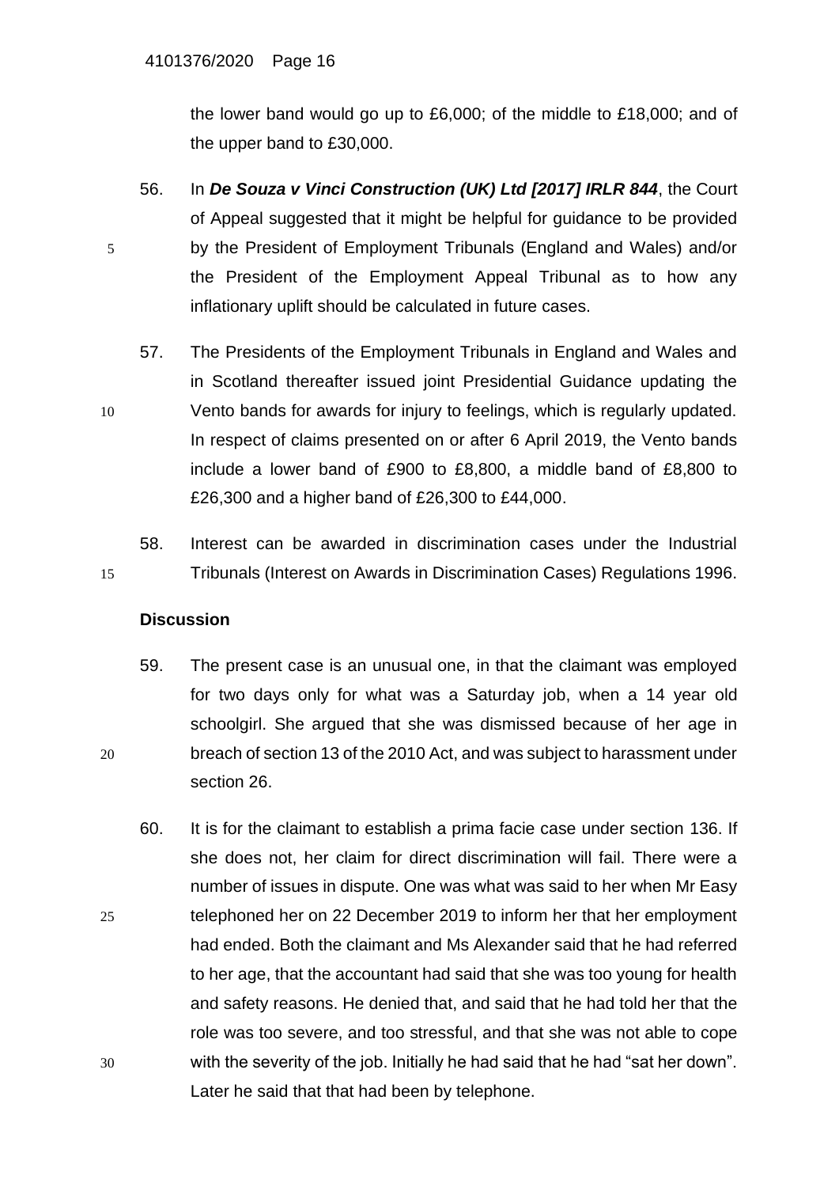the lower band would go up to £6,000; of the middle to £18,000; and of the upper band to £30,000.

56. In ***De Souza v Vinci Construction (UK) Ltd [2017] IRLR 844***, the Court of Appeal suggested that it might be helpful for guidance to be provided by the President of Employment Tribunals (England and Wales) and/or the President of the Employment Appeal Tribunal as to how any inflationary uplift should be calculated in future cases.

57. The Presidents of the Employment Tribunals in England and Wales and in Scotland thereafter issued joint Presidential Guidance updating the Vento bands for awards for injury to feelings, which is regularly updated. In respect of claims presented on or after 6 April 2019, the Vento bands include a lower band of £900 to £8,800, a middle band of £8,800 to £26,300 and a higher band of £26,300 to £44,000.

58. Interest can be awarded in discrimination cases under the Industrial Tribunals (Interest on Awards in Discrimination Cases) Regulations 1996.

**Discussion**

59. The present case is an unusual one, in that the claimant was employed for two days only for what was a Saturday job, when a 14 year old schoolgirl. She argued that she was dismissed because of her age in breach of section 13 of the 2010 Act, and was subject to harassment under section 26.

60. It is for the claimant to establish a prima facie case under section 136. If she does not, her claim for direct discrimination will fail. There were a number of issues in dispute. One was what was said to her when Mr Easy telephoned her on 22 December 2019 to inform her that her employment had ended. Both the claimant and Ms Alexander said that he had referred to her age, that the accountant had said that she was too young for health and safety reasons. He denied that, and said that he had told her that the role was too severe, and too stressful, and that she was not able to cope with the severity of the job. Initially he had said that he had "sat her down". Later he said that that had been by telephone.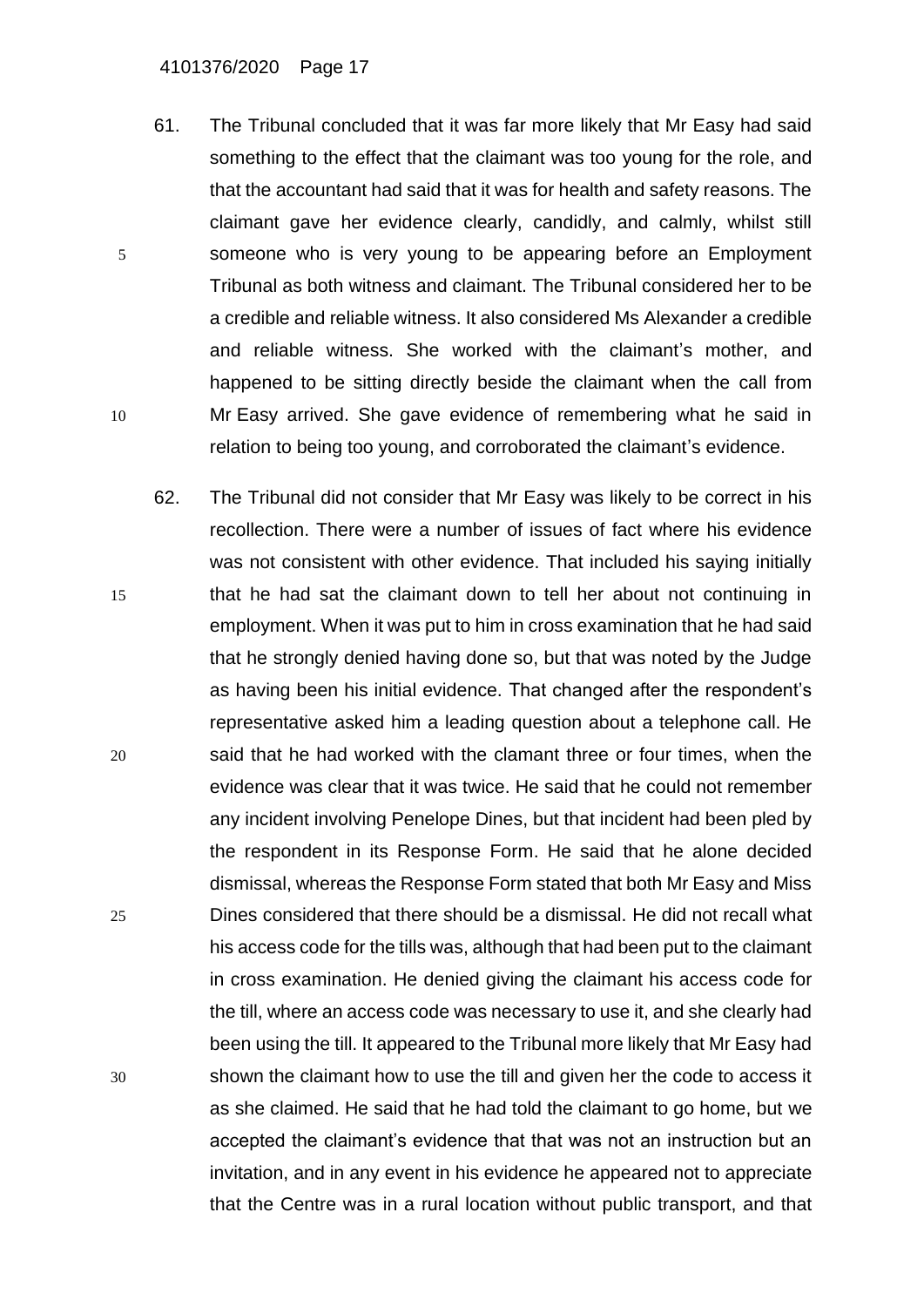61. The Tribunal concluded that it was far more likely that Mr Easy had said something to the effect that the claimant was too young for the role, and that the accountant had said that it was for health and safety reasons. The claimant gave her evidence clearly, candidly, and calmly, whilst still someone who is very young to be appearing before an Employment Tribunal as both witness and claimant. The Tribunal considered her to be a credible and reliable witness. It also considered Ms Alexander a credible and reliable witness. She worked with the claimant's mother, and happened to be sitting directly beside the claimant when the call from Mr Easy arrived. She gave evidence of remembering what he said in relation to being too young, and corroborated the claimant's evidence.

62. The Tribunal did not consider that Mr Easy was likely to be correct in his recollection. There were a number of issues of fact where his evidence was not consistent with other evidence. That included his saying initially that he had sat the claimant down to tell her about not continuing in employment. When it was put to him in cross examination that he had said that he strongly denied having done so, but that was noted by the Judge as having been his initial evidence. That changed after the respondent's representative asked him a leading question about a telephone call. He said that he had worked with the clamant three or four times, when the evidence was clear that it was twice. He said that he could not remember any incident involving Penelope Dines, but that incident had been pled by the respondent in its Response Form. He said that he alone decided dismissal, whereas the Response Form stated that both Mr Easy and Miss Dines considered that there should be a dismissal. He did not recall what his access code for the tills was, although that had been put to the claimant in cross examination. He denied giving the claimant his access code for the till, where an access code was necessary to use it, and she clearly had been using the till. It appeared to the Tribunal more likely that Mr Easy had shown the claimant how to use the till and given her the code to access it as she claimed. He said that he had told the claimant to go home, but we accepted the claimant's evidence that that was not an instruction but an invitation, and in any event in his evidence he appeared not to appreciate that the Centre was in a rural location without public transport, and that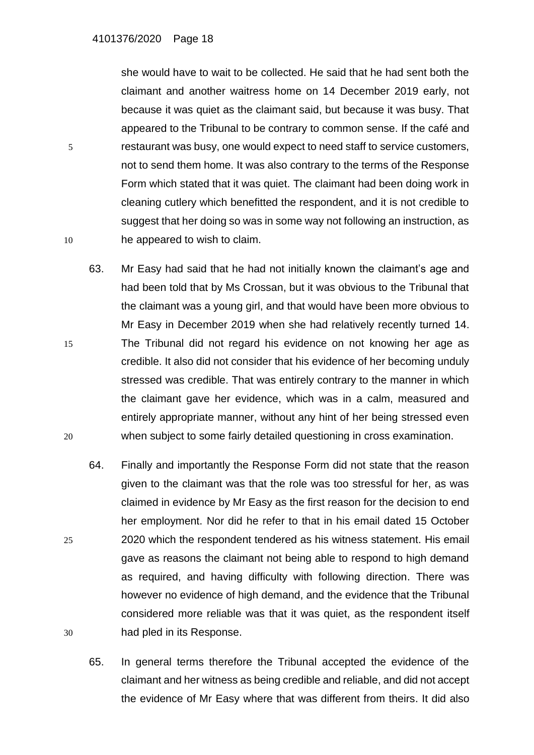she would have to wait to be collected. He said that he had sent both the claimant and another waitress home on 14 December 2019 early, not because it was quiet as the claimant said, but because it was busy. That appeared to the Tribunal to be contrary to common sense. If the café and restaurant was busy, one would expect to need staff to service customers, not to send them home. It was also contrary to the terms of the Response Form which stated that it was quiet. The claimant had been doing work in cleaning cutlery which benefitted the respondent, and it is not credible to suggest that her doing so was in some way not following an instruction, as he appeared to wish to claim.

63. Mr Easy had said that he had not initially known the claimant's age and had been told that by Ms Crossan, but it was obvious to the Tribunal that the claimant was a young girl, and that would have been more obvious to Mr Easy in December 2019 when she had relatively recently turned 14. The Tribunal did not regard his evidence on not knowing her age as credible. It also did not consider that his evidence of her becoming unduly stressed was credible. That was entirely contrary to the manner in which the claimant gave her evidence, which was in a calm, measured and entirely appropriate manner, without any hint of her being stressed even when subject to some fairly detailed questioning in cross examination.

64. Finally and importantly the Response Form did not state that the reason given to the claimant was that the role was too stressful for her, as was claimed in evidence by Mr Easy as the first reason for the decision to end her employment. Nor did he refer to that in his email dated 15 October 2020 which the respondent tendered as his witness statement. His email gave as reasons the claimant not being able to respond to high demand as required, and having difficulty with following direction. There was however no evidence of high demand, and the evidence that the Tribunal considered more reliable was that it was quiet, as the respondent itself had pled in its Response.

65. In general terms therefore the Tribunal accepted the evidence of the claimant and her witness as being credible and reliable, and did not accept the evidence of Mr Easy where that was different from theirs. It did also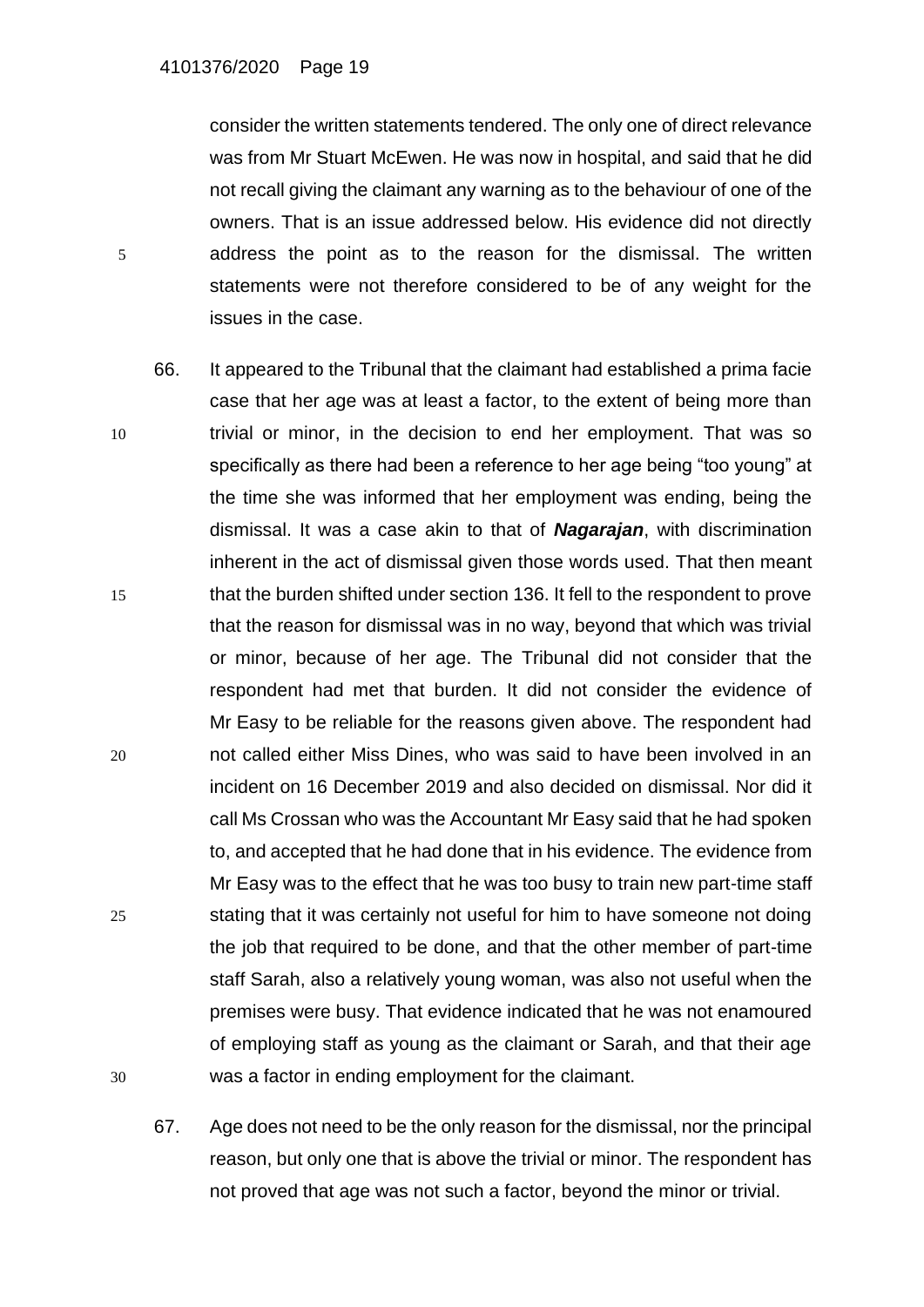consider the written statements tendered. The only one of direct relevance was from Mr Stuart McEwen. He was now in hospital, and said that he did not recall giving the claimant any warning as to the behaviour of one of the owners. That is an issue addressed below. His evidence did not directly address the point as to the reason for the dismissal. The written statements were not therefore considered to be of any weight for the issues in the case.

66. It appeared to the Tribunal that the claimant had established a prima facie case that her age was at least a factor, to the extent of being more than trivial or minor, in the decision to end her employment. That was so specifically as there had been a reference to her age being "too young" at the time she was informed that her employment was ending, being the dismissal. It was a case akin to that of ***Nagarajan***, with discrimination inherent in the act of dismissal given those words used. That then meant that the burden shifted under section 136. It fell to the respondent to prove that the reason for dismissal was in no way, beyond that which was trivial or minor, because of her age. The Tribunal did not consider that the respondent had met that burden. It did not consider the evidence of Mr Easy to be reliable for the reasons given above. The respondent had not called either Miss Dines, who was said to have been involved in an incident on 16 December 2019 and also decided on dismissal. Nor did it call Ms Crossan who was the Accountant Mr Easy said that he had spoken to, and accepted that he had done that in his evidence. The evidence from Mr Easy was to the effect that he was too busy to train new part-time staff stating that it was certainly not useful for him to have someone not doing the job that required to be done, and that the other member of part-time staff Sarah, also a relatively young woman, was also not useful when the premises were busy. That evidence indicated that he was not enamoured of employing staff as young as the claimant or Sarah, and that their age was a factor in ending employment for the claimant.

67. Age does not need to be the only reason for the dismissal, nor the principal reason, but only one that is above the trivial or minor. The respondent has not proved that age was not such a factor, beyond the minor or trivial.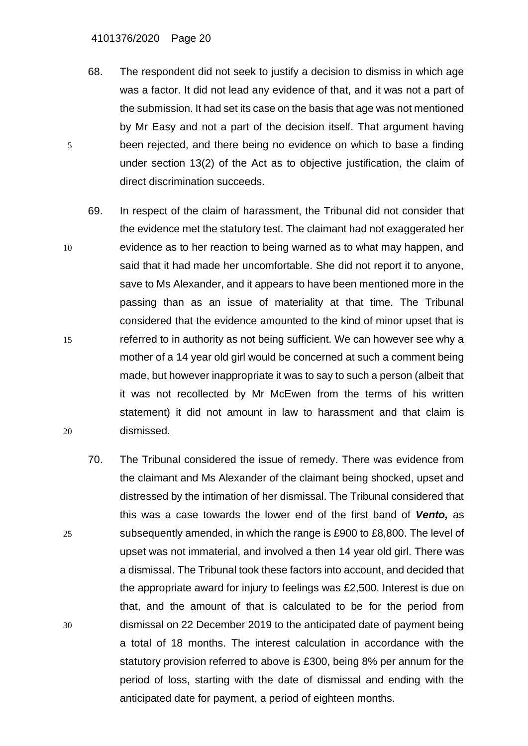68. The respondent did not seek to justify a decision to dismiss in which age was a factor. It did not lead any evidence of that, and it was not a part of the submission. It had set its case on the basis that age was not mentioned by Mr Easy and not a part of the decision itself. That argument having been rejected, and there being no evidence on which to base a finding under section 13(2) of the Act as to objective justification, the claim of direct discrimination succeeds.

69. In respect of the claim of harassment, the Tribunal did not consider that the evidence met the statutory test. The claimant had not exaggerated her evidence as to her reaction to being warned as to what may happen, and said that it had made her uncomfortable. She did not report it to anyone, save to Ms Alexander, and it appears to have been mentioned more in the passing than as an issue of materiality at that time. The Tribunal considered that the evidence amounted to the kind of minor upset that is referred to in authority as not being sufficient. We can however see why a mother of a 14 year old girl would be concerned at such a comment being made, but however inappropriate it was to say to such a person (albeit that it was not recollected by Mr McEwen from the terms of his written statement) it did not amount in law to harassment and that claim is dismissed.

70. The Tribunal considered the issue of remedy. There was evidence from the claimant and Ms Alexander of the claimant being shocked, upset and distressed by the intimation of her dismissal. The Tribunal considered that this was a case towards the lower end of the first band of ***Vento,*** as subsequently amended, in which the range is £900 to £8,800. The level of upset was not immaterial, and involved a then 14 year old girl. There was a dismissal. The Tribunal took these factors into account, and decided that the appropriate award for injury to feelings was £2,500. Interest is due on that, and the amount of that is calculated to be for the period from dismissal on 22 December 2019 to the anticipated date of payment being a total of 18 months. The interest calculation in accordance with the statutory provision referred to above is £300, being 8% per annum for the period of loss, starting with the date of dismissal and ending with the anticipated date for payment, a period of eighteen months.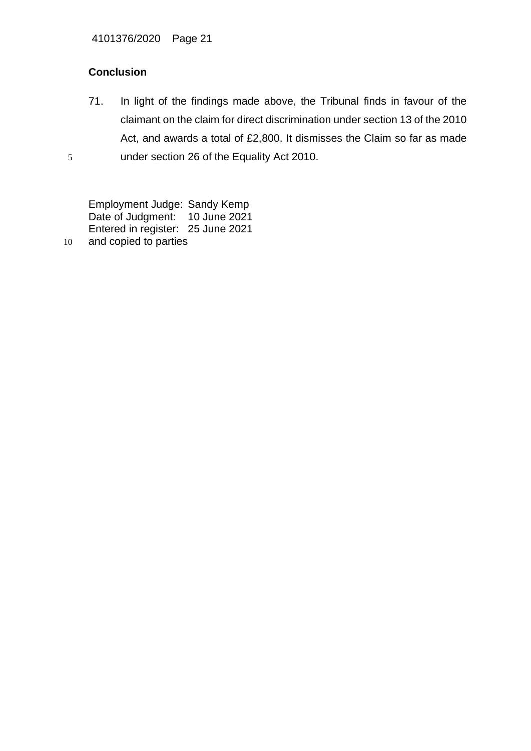## Conclusion

71. In light of the findings made above, the Tribunal finds in favour of the claimant on the claim for direct discrimination under section 13 of the 2010 Act, and awards a total of £2,800. It dismisses the Claim so far as made under section 26 of the Equality Act 2010.

Employment Judge: Sandy Kemp
Date of Judgment: 10 June 2021
Entered in register: 25 June 2021
and copied to parties